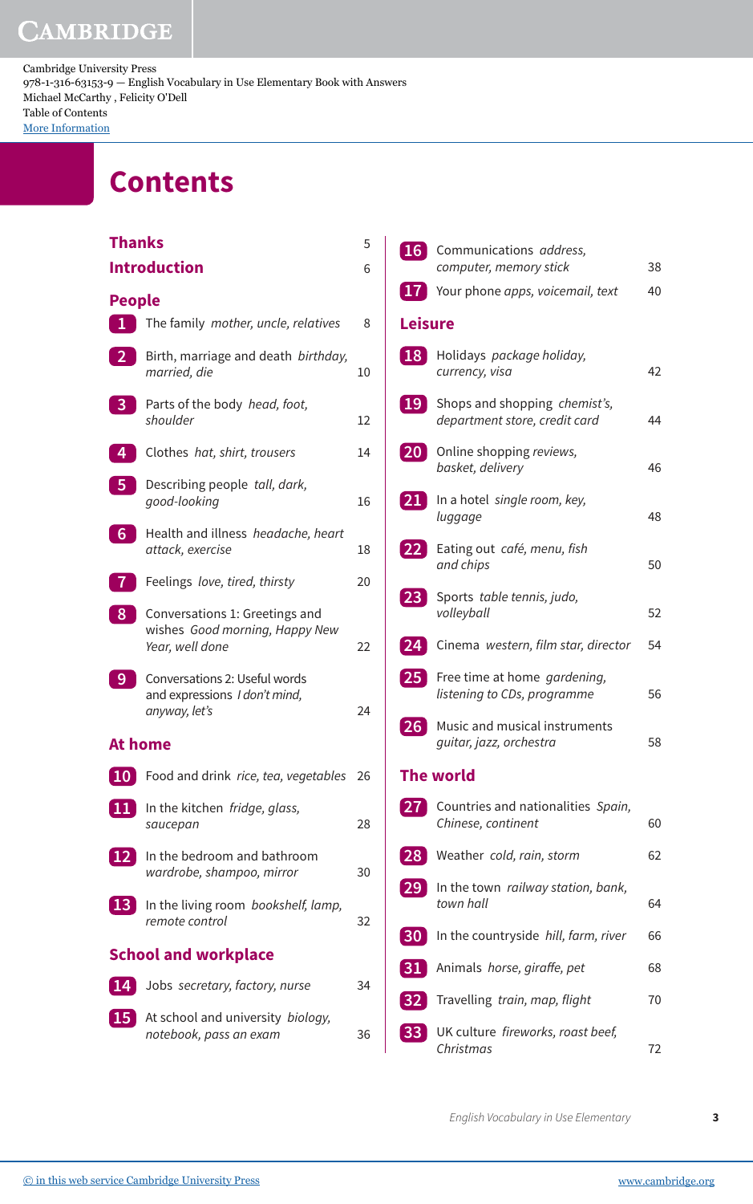Cambridge University Press
978-1-316-63153-9 — English Vocabulary in Use Elementary Book with Answers
Michael McCarthy , Felicity O'Dell
Table of Contents
More Information

# Contents

**Thanks** 5

**Introduction** 6

## People

1 The family *mother, uncle, relatives* 8

2 Birth, marriage and death *birthday, married, die* 10

3 Parts of the body *head, foot, shoulder* 12

4 Clothes *hat, shirt, trousers* 14

5 Describing people *tall, dark, good-looking* 16

6 Health and illness *headache, heart attack, exercise* 18

7 Feelings *love, tired, thirsty* 20

8 Conversations 1: Greetings and wishes *Good morning, Happy New Year, well done* 22

9 Conversations 2: Useful words and expressions *I don't mind, anyway, let's* 24

## At home

10 Food and drink *rice, tea, vegetables* 26

11 In the kitchen *fridge, glass, saucepan* 28

12 In the bedroom and bathroom *wardrobe, shampoo, mirror* 30

13 In the living room *bookshelf, lamp, remote control* 32

## School and workplace

14 Jobs *secretary, factory, nurse* 34

15 At school and university *biology, notebook, pass an exam* 36

16 Communications *address, computer, memory stick* 38

17 Your phone *apps, voicemail, text* 40

## Leisure

18 Holidays *package holiday, currency, visa* 42

19 Shops and shopping *chemist's, department store, credit card* 44

20 Online shopping *reviews, basket, delivery* 46

21 In a hotel *single room, key, luggage* 48

22 Eating out *café, menu, fish and chips* 50

23 Sports *table tennis, judo, volleyball* 52

24 Cinema *western, film star, director* 54

25 Free time at home *gardening, listening to CDs, programme* 56

26 Music and musical instruments *guitar, jazz, orchestra* 58

## The world

27 Countries and nationalities *Spain, Chinese, continent* 60

28 Weather *cold, rain, storm* 62

29 In the town *railway station, bank, town hall* 64

30 In the countryside *hill, farm, river* 66

31 Animals *horse, giraffe, pet* 68

32 Travelling *train, map, flight* 70

33 UK culture *fireworks, roast beef, Christmas* 72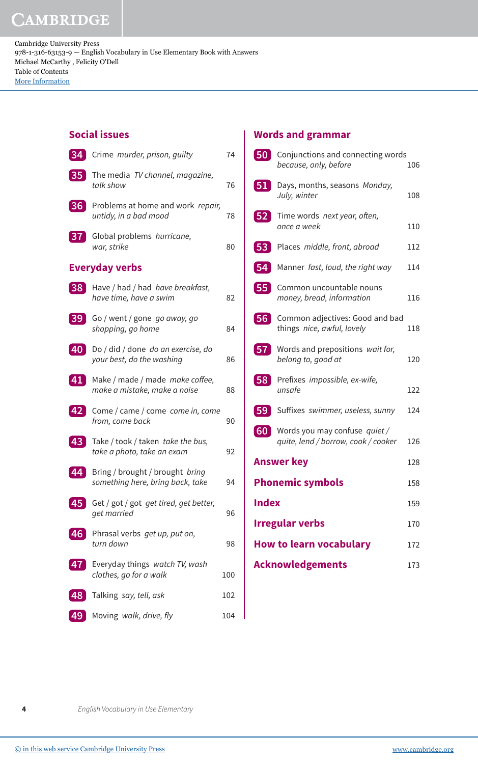Cambridge University Press
978-1-316-63153-9 — English Vocabulary in Use Elementary Book with Answers
Michael McCarthy , Felicity O'Dell
Table of Contents
More Information

## Social issues

| | | |
|---|---|---|
| 34 | Crime *murder, prison, guilty* | 74 |
| 35 | The media *TV channel, magazine, talk show* | 76 |
| 36 | Problems at home and work *repair, untidy, in a bad mood* | 78 |
| 37 | Global problems *hurricane, war, strike* | 80 |

## Everyday verbs

| | | |
|---|---|---|
| 38 | Have / had / had *have breakfast, have time, have a swim* | 82 |
| 39 | Go / went / gone *go away, go shopping, go home* | 84 |
| 40 | Do / did / done *do an exercise, do your best, do the washing* | 86 |
| 41 | Make / made / made *make coffee, make a mistake, make a noise* | 88 |
| 42 | Come / came / come *come in, come from, come back* | 90 |
| 43 | Take / took / taken *take the bus, take a photo, take an exam* | 92 |
| 44 | Bring / brought / brought *bring something here, bring back, take* | 94 |
| 45 | Get / got / got *get tired, get better, get married* | 96 |
| 46 | Phrasal verbs *get up, put on, turn down* | 98 |
| 47 | Everyday things *watch TV, wash clothes, go for a walk* | 100 |
| 48 | Talking *say, tell, ask* | 102 |
| 49 | Moving *walk, drive, fly* | 104 |

## Words and grammar

| | | |
|---|---|---|
| 50 | Conjunctions and connecting words *because, only, before* | 106 |
| 51 | Days, months, seasons *Monday, July, winter* | 108 |
| 52 | Time words *next year, often, once a week* | 110 |
| 53 | Places *middle, front, abroad* | 112 |
| 54 | Manner *fast, loud, the right way* | 114 |
| 55 | Common uncountable nouns *money, bread, information* | 116 |
| 56 | Common adjectives: Good and bad things *nice, awful, lovely* | 118 |
| 57 | Words and prepositions *wait for, belong to, good at* | 120 |
| 58 | Prefixes *impossible, ex-wife, unsafe* | 122 |
| 59 | Suffixes *swimmer, useless, sunny* | 124 |
| 60 | Words you may confuse *quiet / quite, lend / borrow, cook / cooker* | 126 |

## Answer key 128

## Phonemic symbols 158

## Index 159

## Irregular verbs 170

## How to learn vocabulary 172

## Acknowledgements 173

© in this web service Cambridge University Press www.cambridge.org